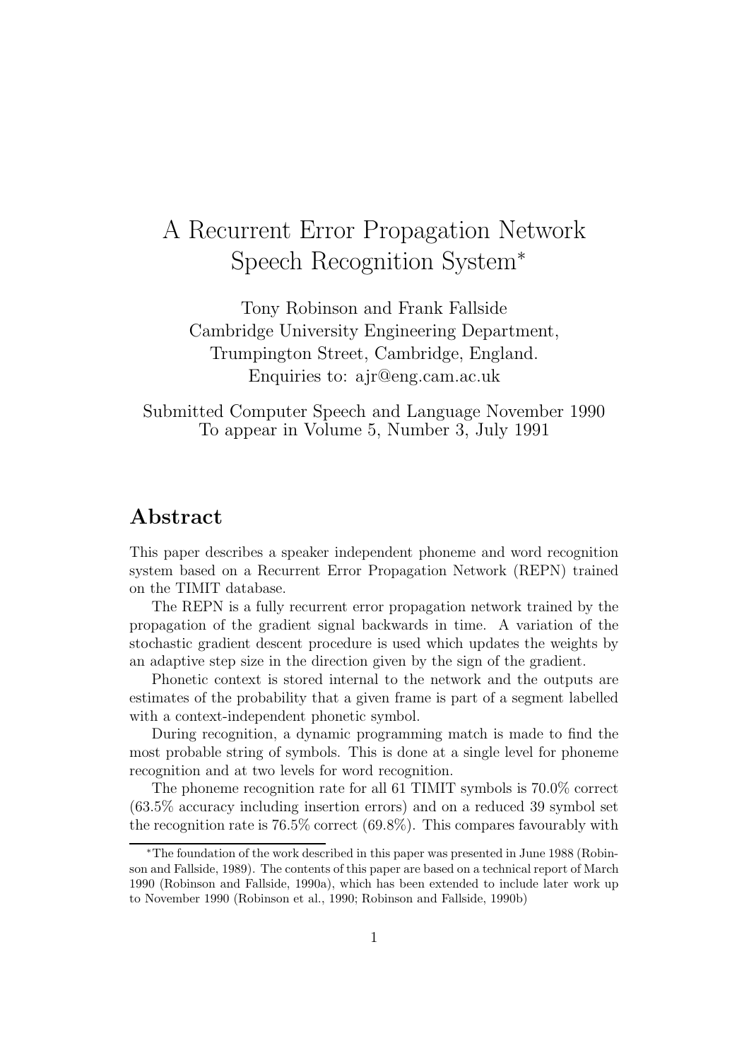# A Recurrent Error Propagation Network Speech Recognition System*

Tony Robinson and Frank Fallside
Cambridge University Engineering Department,
Trumpington Street, Cambridge, England.
Enquiries to: ajr@eng.cam.ac.uk

Submitted Computer Speech and Language November 1990
To appear in Volume 5, Number 3, July 1991

## Abstract

This paper describes a speaker independent phoneme and word recognition system based on a Recurrent Error Propagation Network (REPN) trained on the TIMIT database.

The REPN is a fully recurrent error propagation network trained by the propagation of the gradient signal backwards in time. A variation of the stochastic gradient descent procedure is used which updates the weights by an adaptive step size in the direction given by the sign of the gradient.

Phonetic context is stored internal to the network and the outputs are estimates of the probability that a given frame is part of a segment labelled with a context-independent phonetic symbol.

During recognition, a dynamic programming match is made to find the most probable string of symbols. This is done at a single level for phoneme recognition and at two levels for word recognition.

The phoneme recognition rate for all 61 TIMIT symbols is 70.0% correct (63.5% accuracy including insertion errors) and on a reduced 39 symbol set the recognition rate is 76.5% correct (69.8%). This compares favourably with

---

*The foundation of the work described in this paper was presented in June 1988 (Robinson and Fallside, 1989). The contents of this paper are based on a technical report of March 1990 (Robinson and Fallside, 1990a), which has been extended to include later work up to November 1990 (Robinson et al., 1990; Robinson and Fallside, 1990b)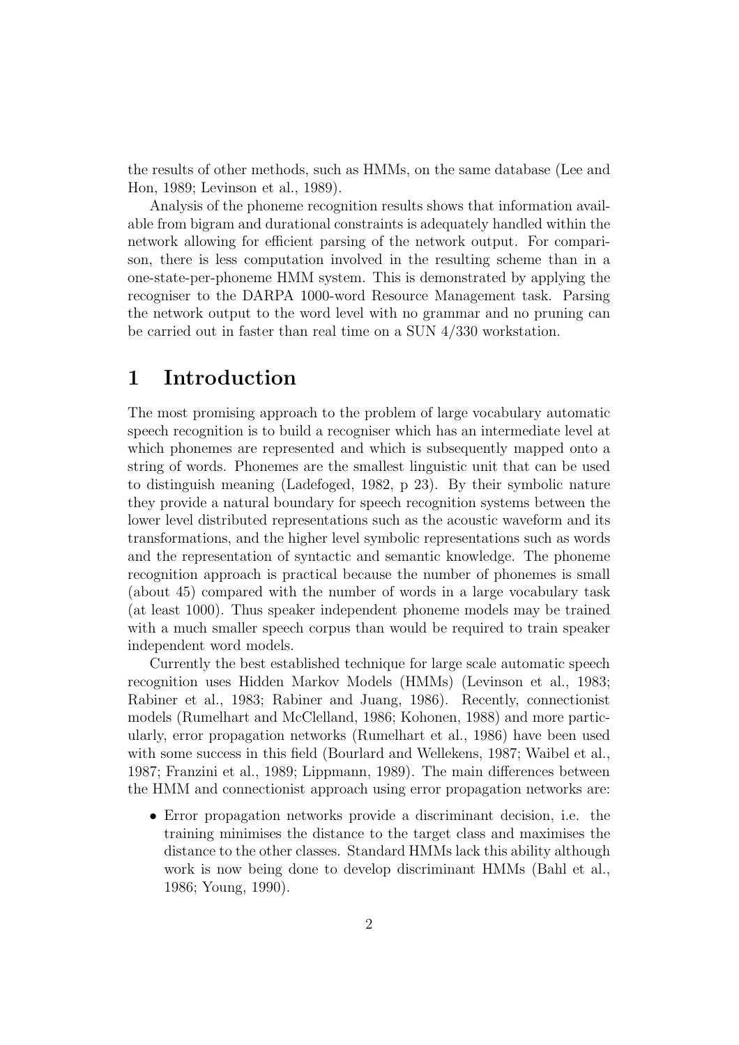the results of other methods, such as HMMs, on the same database (Lee and Hon, 1989; Levinson et al., 1989).

Analysis of the phoneme recognition results shows that information available from bigram and durational constraints is adequately handled within the network allowing for efficient parsing of the network output. For comparison, there is less computation involved in the resulting scheme than in a one-state-per-phoneme HMM system. This is demonstrated by applying the recogniser to the DARPA 1000-word Resource Management task. Parsing the network output to the word level with no grammar and no pruning can be carried out in faster than real time on a SUN 4/330 workstation.

# 1 Introduction

The most promising approach to the problem of large vocabulary automatic speech recognition is to build a recogniser which has an intermediate level at which phonemes are represented and which is subsequently mapped onto a string of words. Phonemes are the smallest linguistic unit that can be used to distinguish meaning (Ladefoged, 1982, p 23). By their symbolic nature they provide a natural boundary for speech recognition systems between the lower level distributed representations such as the acoustic waveform and its transformations, and the higher level symbolic representations such as words and the representation of syntactic and semantic knowledge. The phoneme recognition approach is practical because the number of phonemes is small (about 45) compared with the number of words in a large vocabulary task (at least 1000). Thus speaker independent phoneme models may be trained with a much smaller speech corpus than would be required to train speaker independent word models.

Currently the best established technique for large scale automatic speech recognition uses Hidden Markov Models (HMMs) (Levinson et al., 1983; Rabiner et al., 1983; Rabiner and Juang, 1986). Recently, connectionist models (Rumelhart and McClelland, 1986; Kohonen, 1988) and more particularly, error propagation networks (Rumelhart et al., 1986) have been used with some success in this field (Bourlard and Wellekens, 1987; Waibel et al., 1987; Franzini et al., 1989; Lippmann, 1989). The main differences between the HMM and connectionist approach using error propagation networks are:

- Error propagation networks provide a discriminant decision, i.e. the training minimises the distance to the target class and maximises the distance to the other classes. Standard HMMs lack this ability although work is now being done to develop discriminant HMMs (Bahl et al., 1986; Young, 1990).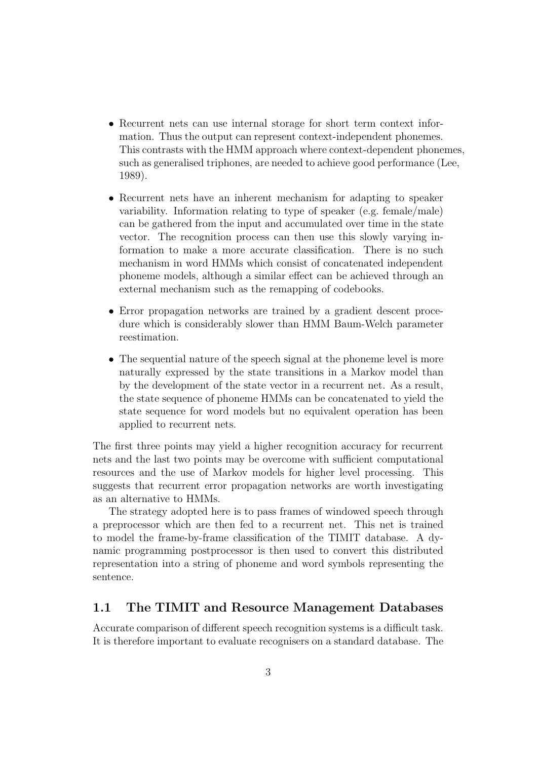- Recurrent nets can use internal storage for short term context information. Thus the output can represent context-independent phonemes. This contrasts with the HMM approach where context-dependent phonemes, such as generalised triphones, are needed to achieve good performance (Lee, 1989).

- Recurrent nets have an inherent mechanism for adapting to speaker variability. Information relating to type of speaker (e.g. female/male) can be gathered from the input and accumulated over time in the state vector. The recognition process can then use this slowly varying information to make a more accurate classification. There is no such mechanism in word HMMs which consist of concatenated independent phoneme models, although a similar effect can be achieved through an external mechanism such as the remapping of codebooks.

- Error propagation networks are trained by a gradient descent procedure which is considerably slower than HMM Baum-Welch parameter reestimation.

- The sequential nature of the speech signal at the phoneme level is more naturally expressed by the state transitions in a Markov model than by the development of the state vector in a recurrent net. As a result, the state sequence of phoneme HMMs can be concatenated to yield the state sequence for word models but no equivalent operation has been applied to recurrent nets.

The first three points may yield a higher recognition accuracy for recurrent nets and the last two points may be overcome with sufficient computational resources and the use of Markov models for higher level processing. This suggests that recurrent error propagation networks are worth investigating as an alternative to HMMs.

The strategy adopted here is to pass frames of windowed speech through a preprocessor which are then fed to a recurrent net. This net is trained to model the frame-by-frame classification of the TIMIT database. A dynamic programming postprocessor is then used to convert this distributed representation into a string of phoneme and word symbols representing the sentence.

## 1.1 The TIMIT and Resource Management Databases

Accurate comparison of different speech recognition systems is a difficult task. It is therefore important to evaluate recognisers on a standard database. The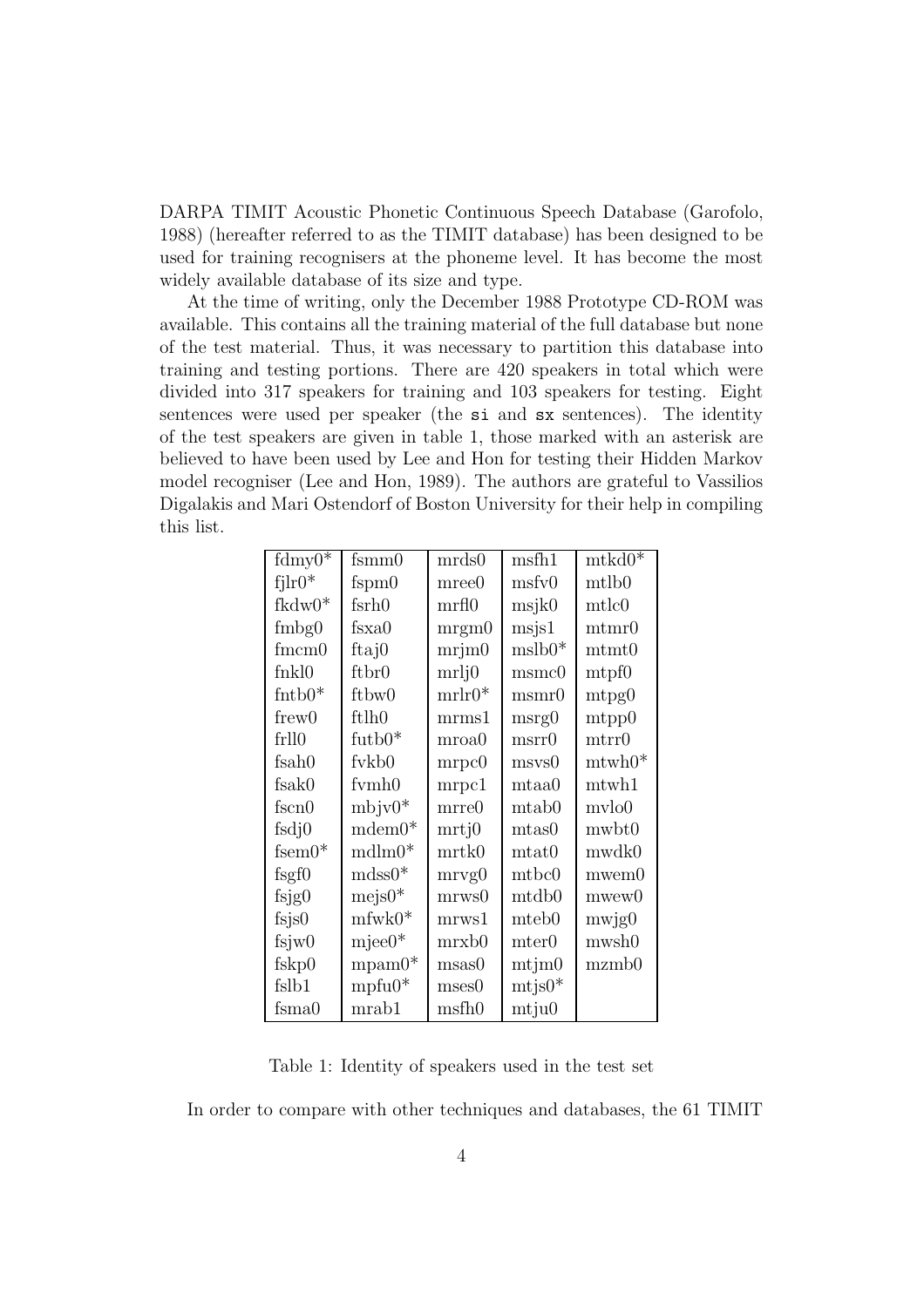DARPA TIMIT Acoustic Phonetic Continuous Speech Database (Garofolo, 1988) (hereafter referred to as the TIMIT database) has been designed to be used for training recognisers at the phoneme level. It has become the most widely available database of its size and type.

At the time of writing, only the December 1988 Prototype CD-ROM was available. This contains all the training material of the full database but none of the test material. Thus, it was necessary to partition this database into training and testing portions. There are 420 speakers in total which were divided into 317 speakers for training and 103 speakers for testing. Eight sentences were used per speaker (the `si` and `sx` sentences). The identity of the test speakers are given in table 1, those marked with an asterisk are believed to have been used by Lee and Hon for testing their Hidden Markov model recogniser (Lee and Hon, 1989). The authors are grateful to Vassilios Digalakis and Mari Ostendorf of Boston University for their help in compiling this list.

| | | | | |
|---|---|---|---|---|
| fdmy0* | fsmm0 | mrds0 | msfh1 | mtkd0* |
| fjlr0* | fspm0 | mree0 | msfv0 | mtlb0 |
| fkdw0* | fsrh0 | mrfl0 | msjk0 | mtlc0 |
| fmbg0 | fsxa0 | mrgm0 | msjs1 | mtmr0 |
| fmcm0 | ftaj0 | mrjm0 | mslb0* | mtmt0 |
| fnkl0 | ftbr0 | mrlj0 | msmc0 | mtpf0 |
| fntb0* | ftbw0 | mrlr0* | msmr0 | mtpg0 |
| frew0 | ftlh0 | mrms1 | msrg0 | mtpp0 |
| frll0 | futb0* | mroa0 | msrr0 | mtrr0 |
| fsah0 | fvkb0 | mrpc0 | msvs0 | mtwh0* |
| fsak0 | fvmh0 | mrpc1 | mtaa0 | mtwh1 |
| fscn0 | mbjv0* | mrre0 | mtab0 | mvlo0 |
| fsdj0 | mdem0* | mrtj0 | mtas0 | mwbt0 |
| fsem0* | mdlm0* | mrtk0 | mtat0 | mwdk0 |
| fsgf0 | mdss0* | mrvg0 | mtbc0 | mwem0 |
| fsjg0 | mejs0* | mrws0 | mtdb0 | mwew0 |
| fsjs0 | mfwk0* | mrws1 | mteb0 | mwjg0 |
| fsjw0 | mjee0* | mrxb0 | mter0 | mwsh0 |
| fskp0 | mpam0* | msas0 | mtjm0 | mzmb0 |
| fslb1 | mpfu0* | mses0 | mtjs0* | |
| fsma0 | mrab1 | msfh0 | mtju0 | |

Table 1: Identity of speakers used in the test set

In order to compare with other techniques and databases, the 61 TIMIT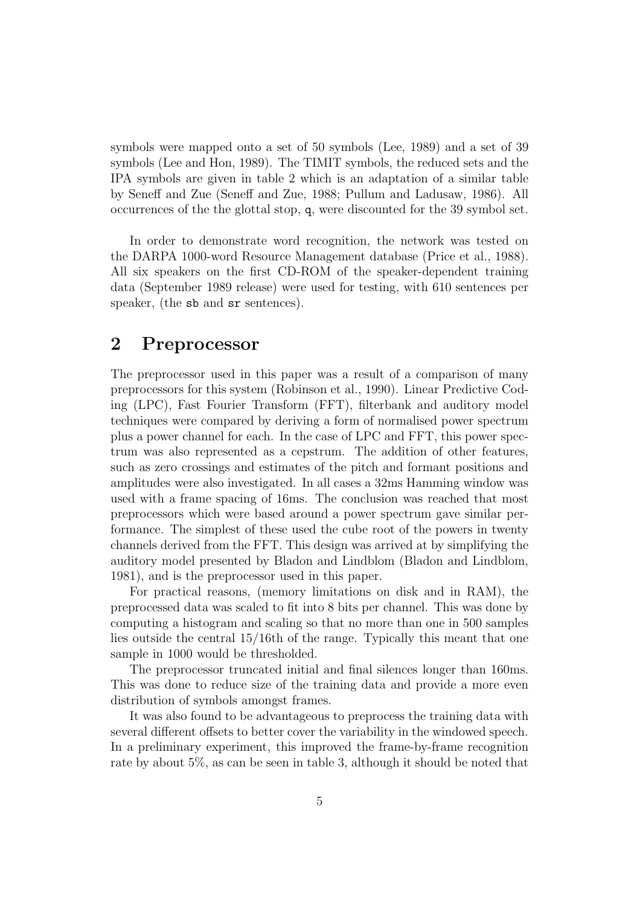symbols were mapped onto a set of 50 symbols (Lee, 1989) and a set of 39 symbols (Lee and Hon, 1989). The TIMIT symbols, the reduced sets and the IPA symbols are given in table 2 which is an adaptation of a similar table by Seneff and Zue (Seneff and Zue, 1988; Pullum and Ladusaw, 1986). All occurrences of the the glottal stop, `q`, were discounted for the 39 symbol set.

In order to demonstrate word recognition, the network was tested on the DARPA 1000-word Resource Management database (Price et al., 1988). All six speakers on the first CD-ROM of the speaker-dependent training data (September 1989 release) were used for testing, with 610 sentences per speaker, (the `sb` and `sr` sentences).

## 2 Preprocessor

The preprocessor used in this paper was a result of a comparison of many preprocessors for this system (Robinson et al., 1990). Linear Predictive Coding (LPC), Fast Fourier Transform (FFT), filterbank and auditory model techniques were compared by deriving a form of normalised power spectrum plus a power channel for each. In the case of LPC and FFT, this power spectrum was also represented as a cepstrum. The addition of other features, such as zero crossings and estimates of the pitch and formant positions and amplitudes were also investigated. In all cases a 32ms Hamming window was used with a frame spacing of 16ms. The conclusion was reached that most preprocessors which were based around a power spectrum gave similar performance. The simplest of these used the cube root of the powers in twenty channels derived from the FFT. This design was arrived at by simplifying the auditory model presented by Bladon and Lindblom (Bladon and Lindblom, 1981), and is the preprocessor used in this paper.

For practical reasons, (memory limitations on disk and in RAM), the preprocessed data was scaled to fit into 8 bits per channel. This was done by computing a histogram and scaling so that no more than one in 500 samples lies outside the central 15/16th of the range. Typically this meant that one sample in 1000 would be thresholded.

The preprocessor truncated initial and final silences longer than 160ms. This was done to reduce size of the training data and provide a more even distribution of symbols amongst frames.

It was also found to be advantageous to preprocess the training data with several different offsets to better cover the variability in the windowed speech. In a preliminary experiment, this improved the frame-by-frame recognition rate by about 5%, as can be seen in table 3, although it should be noted that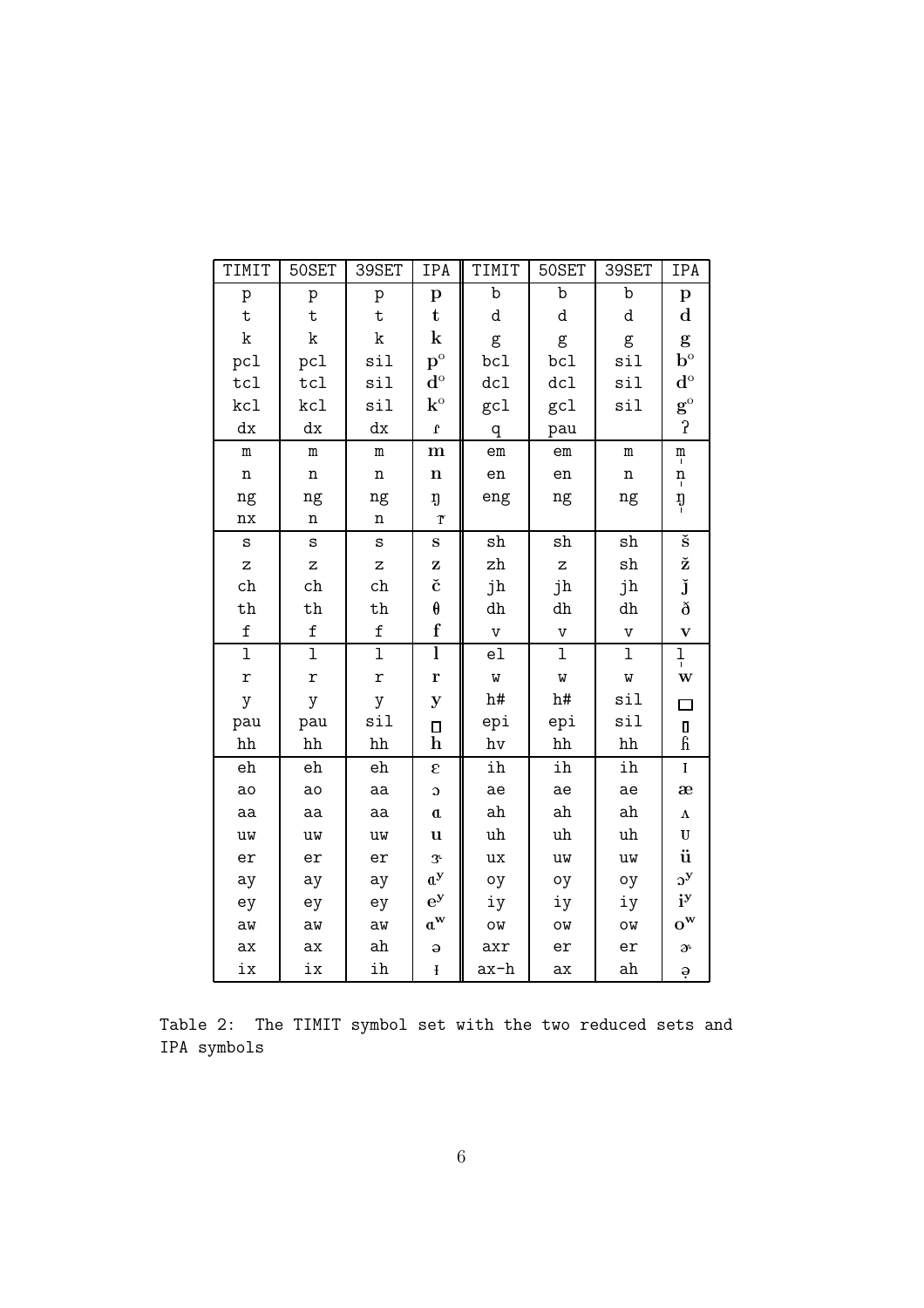| TIMIT | 50SET | 39SET | IPA | TIMIT | 50SET | 39SET | IPA |
|---|---|---|---|---|---|---|---|
| p | p | p | p | b | b | b | p |
| t | t | t | t | d | d | d | d |
| k | k | k | k | g | g | g | g |
| pcl | pcl | sil | p° | bcl | bcl | sil | b° |
| tcl | tcl | sil | d° | dcl | dcl | sil | d° |
| kcl | kcl | sil | k° | gcl | gcl | sil | g° |
| dx | dx | dx | ɾ | q | pau | | ʔ |
| m | m | m | m | em | em | m | m̩ |
| n | n | n | n | en | en | n | n̩ |
| ng | ng | ng | ŋ | eng | ng | ng | ŋ̩ |
| nx | n | n | ɾ̃ | | | | |
| s | s | s | s | sh | sh | sh | š |
| z | z | z | z | zh | z | sh | ž |
| ch | ch | ch | č | jh | jh | jh | ǰ |
| th | th | th | θ | dh | dh | dh | ð |
| f | f | f | f | v | v | v | v |
| l | l | l | l | el | l | l | l̩ |
| r | r | r | r | w | w | w | w |
| y | y | y | y | h# | h# | sil | □ |
| pau | pau | sil | ▯ | epi | epi | sil | ▯ |
| hh | hh | hh | h | hv | hh | hh | ɦ |
| eh | eh | eh | ɛ | ih | ih | ih | ɪ |
| ao | ao | aa | ɔ | ae | ae | ae | æ |
| aa | aa | aa | ɑ | ah | ah | ah | ʌ |
| uw | uw | uw | u | uh | uh | uh | ʊ |
| er | er | er | ɝ | ux | uw | uw | ü |
| ay | ay | ay | ɑʸ | oy | oy | oy | ɔʸ |
| ey | ey | ey | eʸ | iy | iy | iy | iʸ |
| aw | aw | aw | ɑʷ | ow | ow | ow | oʷ |
| ax | ax | ah | ə | axr | er | er | ɚ |
| ix | ix | ih | ɨ | ax-h | ax | ah | ə̥ |

Table 2: The TIMIT symbol set with the two reduced sets and IPA symbols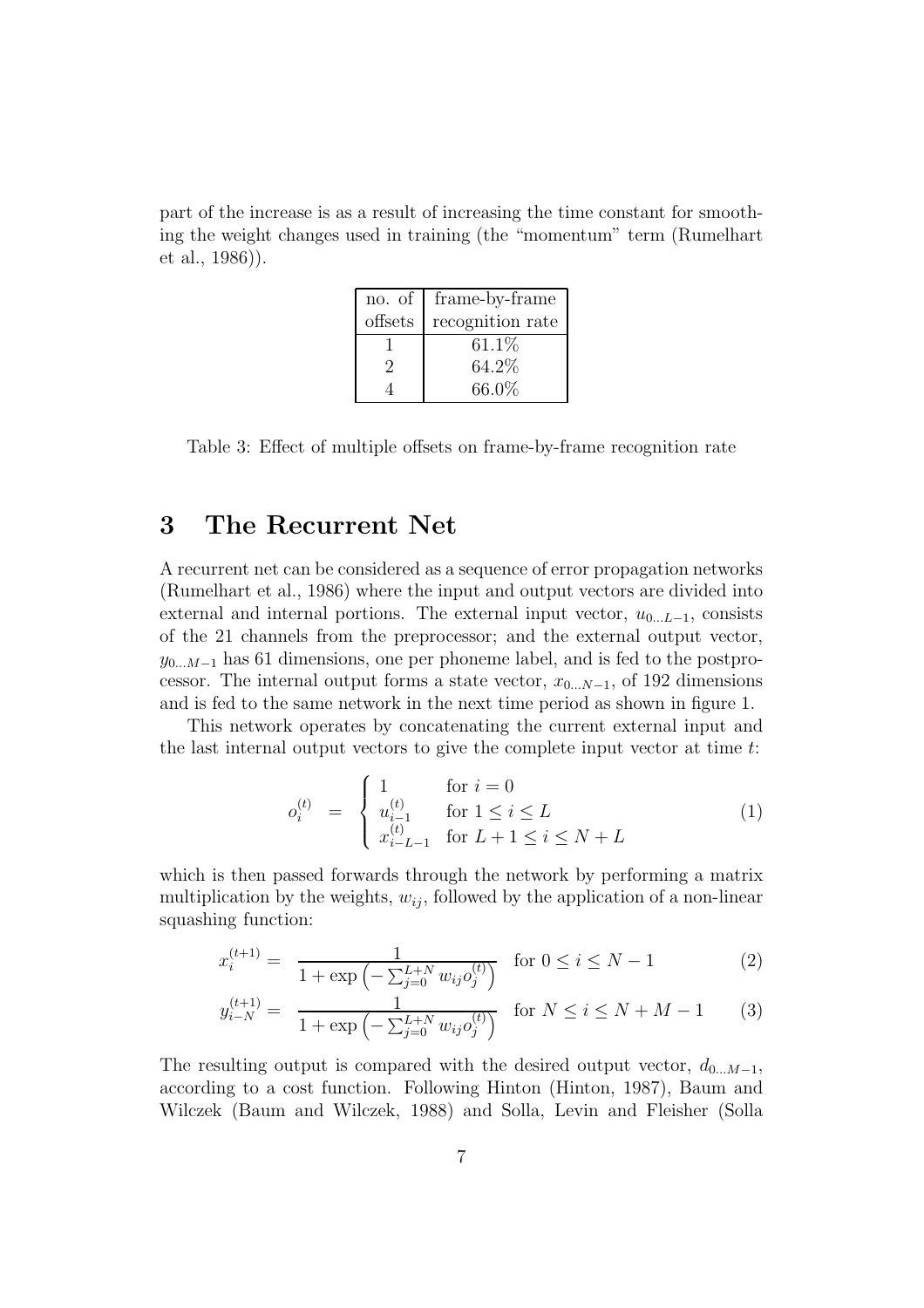part of the increase is as a result of increasing the time constant for smoothing the weight changes used in training (the "momentum" term (Rumelhart et al., 1986)).

| no. of offsets | frame-by-frame recognition rate |
|---|---|
| 1 | 61.1% |
| 2 | 64.2% |
| 4 | 66.0% |

Table 3: Effect of multiple offsets on frame-by-frame recognition rate

## 3 The Recurrent Net

A recurrent net can be considered as a sequence of error propagation networks (Rumelhart et al., 1986) where the input and output vectors are divided into external and internal portions. The external input vector, $u_{0 \ldots L-1}$, consists of the 21 channels from the preprocessor; and the external output vector, $y_{0 \ldots M-1}$ has 61 dimensions, one per phoneme label, and is fed to the postprocessor. The internal output forms a state vector, $x_{0 \ldots N-1}$, of 192 dimensions and is fed to the same network in the next time period as shown in figure 1.

This network operates by concatenating the current external input and the last internal output vectors to give the complete input vector at time $t$:

$$o_i^{(t)} = \begin{cases} 1 & \text{for } i = 0 \\ u_{i-1}^{(t)} & \text{for } 1 \leq i \leq L \\ x_{i-L-1}^{(t)} & \text{for } L+1 \leq i \leq N+L \end{cases} \tag{1}$$

which is then passed forwards through the network by performing a matrix multiplication by the weights, $w_{ij}$, followed by the application of a non-linear squashing function:

$$x_i^{(t+1)} = \frac{1}{1 + \exp\left(-\sum_{j=0}^{L+N} w_{ij} o_j^{(t)}\right)} \quad \text{for } 0 \leq i \leq N-1 \tag{2}$$

$$y_{i-N}^{(t+1)} = \frac{1}{1 + \exp\left(-\sum_{j=0}^{L+N} w_{ij} o_j^{(t)}\right)} \quad \text{for } N \leq i \leq N+M-1 \tag{3}$$

The resulting output is compared with the desired output vector, $d_{0 \ldots M-1}$, according to a cost function. Following Hinton (Hinton, 1987), Baum and Wilczek (Baum and Wilczek, 1988) and Solla, Levin and Fleisher (Solla